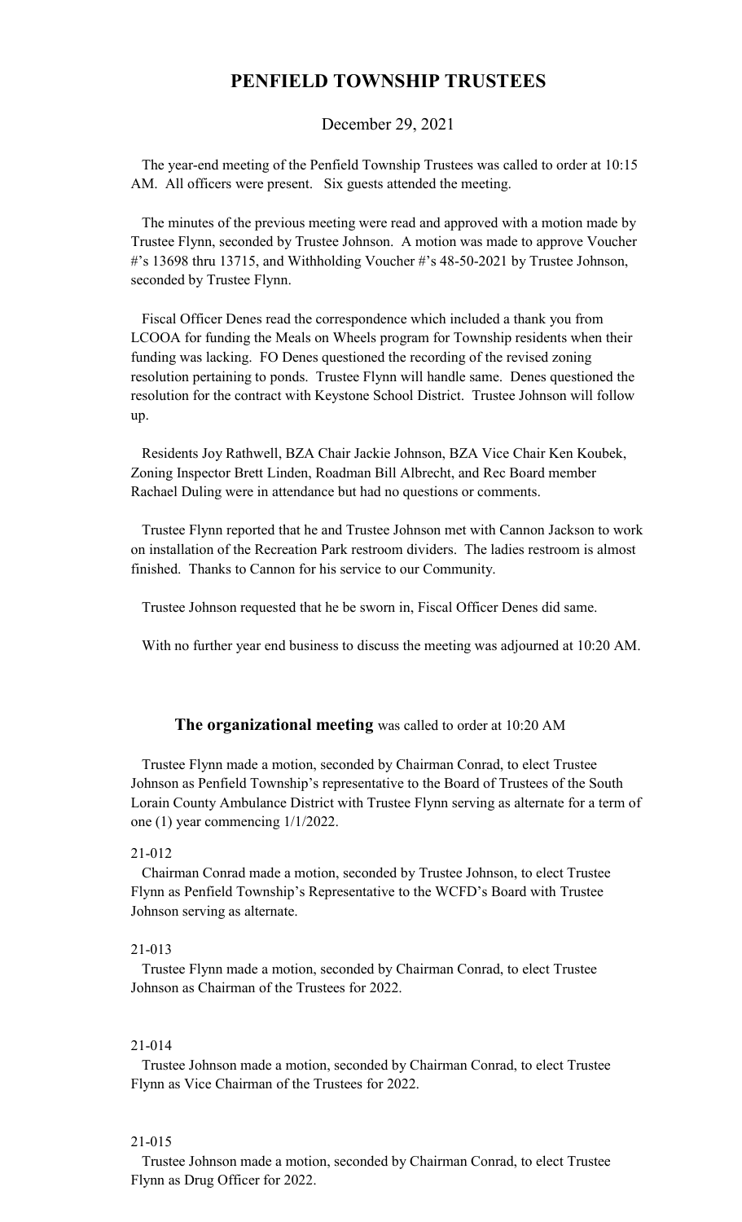# PENFIELD TOWNSHIP TRUSTEES

December 29, 2021

The year-end meeting of the Penfield Township Trustees was called to order at 10:15 AM. All officers were present. Six guests attended the meeting.

The minutes of the previous meeting were read and approved with a motion made by Trustee Flynn, seconded by Trustee Johnson. A motion was made to approve Voucher #'s 13698 thru 13715, and Withholding Voucher #'s 48-50-2021 by Trustee Johnson, seconded by Trustee Flynn.

Fiscal Officer Denes read the correspondence which included a thank you from LCOOA for funding the Meals on Wheels program for Township residents when their funding was lacking. FO Denes questioned the recording of the revised zoning resolution pertaining to ponds. Trustee Flynn will handle same. Denes questioned the resolution for the contract with Keystone School District. Trustee Johnson will follow up.

Residents Joy Rathwell, BZA Chair Jackie Johnson, BZA Vice Chair Ken Koubek, Zoning Inspector Brett Linden, Roadman Bill Albrecht, and Rec Board member Rachael Duling were in attendance but had no questions or comments.

Trustee Flynn reported that he and Trustee Johnson met with Cannon Jackson to work on installation of the Recreation Park restroom dividers. The ladies restroom is almost finished. Thanks to Cannon for his service to our Community.

Trustee Johnson requested that he be sworn in, Fiscal Officer Denes did same.

With no further year end business to discuss the meeting was adjourned at 10:20 AM.

**The organizational meeting** was called to order at 10:20 AM

Trustee Flynn made a motion, seconded by Chairman Conrad, to elect Trustee Johnson as Penfield Township's representative to the Board of Trustees of the South Lorain County Ambulance District with Trustee Flynn serving as alternate for a term of one (1) year commencing 1/1/2022.

21-012

Chairman Conrad made a motion, seconded by Trustee Johnson, to elect Trustee Flynn as Penfield Township's Representative to the WCFD's Board with Trustee Johnson serving as alternate.

21-013

Trustee Flynn made a motion, seconded by Chairman Conrad, to elect Trustee Johnson as Chairman of the Trustees for 2022.

21-014

Trustee Johnson made a motion, seconded by Chairman Conrad, to elect Trustee Flynn as Vice Chairman of the Trustees for 2022.

21-015

Trustee Johnson made a motion, seconded by Chairman Conrad, to elect Trustee Flynn as Drug Officer for 2022.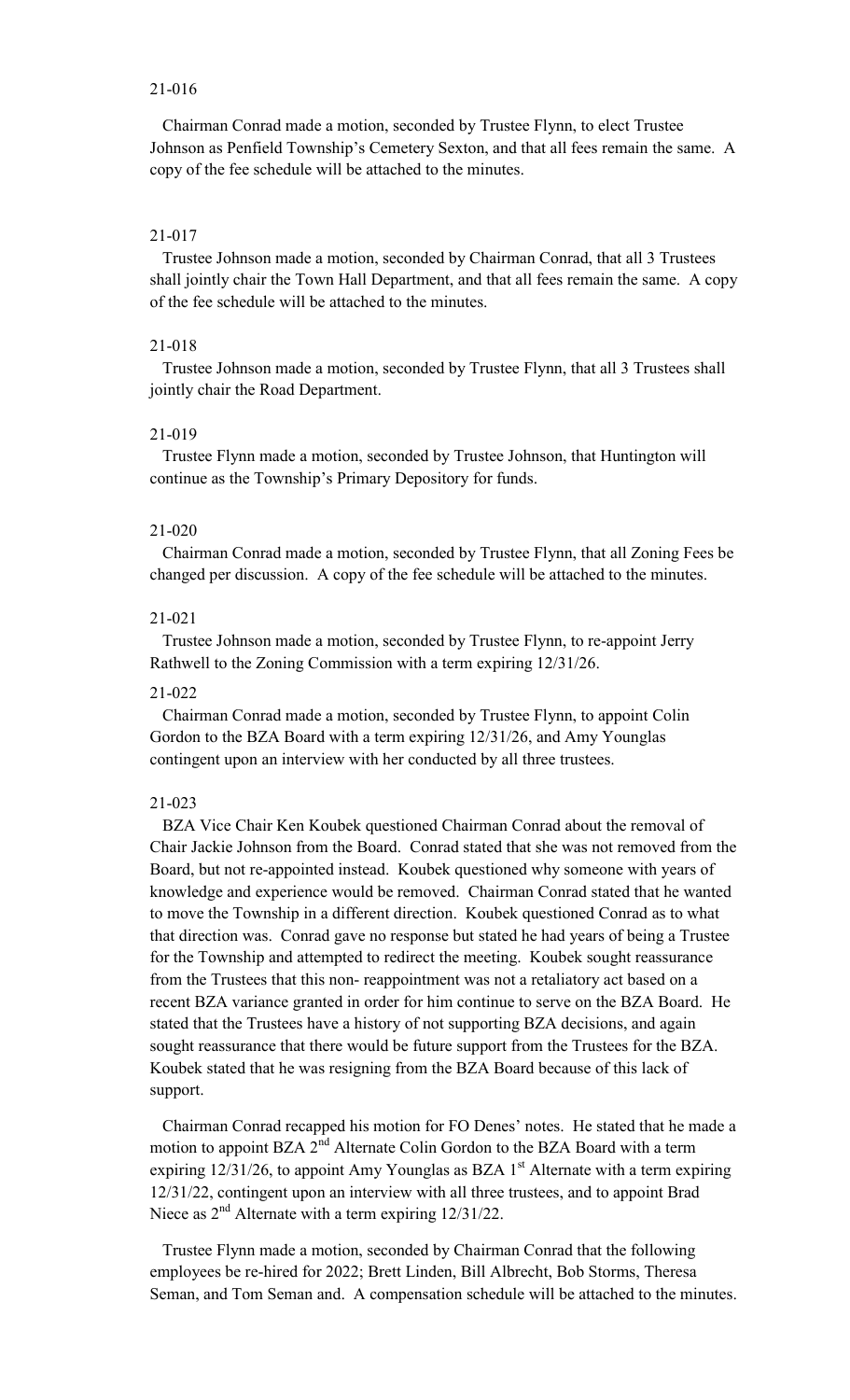21-016

Chairman Conrad made a motion, seconded by Trustee Flynn, to elect Trustee Johnson as Penfield Township's Cemetery Sexton, and that all fees remain the same. A copy of the fee schedule will be attached to the minutes.

21-017

Trustee Johnson made a motion, seconded by Chairman Conrad, that all 3 Trustees shall jointly chair the Town Hall Department, and that all fees remain the same. A copy of the fee schedule will be attached to the minutes.

21-018

Trustee Johnson made a motion, seconded by Trustee Flynn, that all 3 Trustees shall jointly chair the Road Department.

21-019

Trustee Flynn made a motion, seconded by Trustee Johnson, that Huntington will continue as the Township's Primary Depository for funds.

21-020

Chairman Conrad made a motion, seconded by Trustee Flynn, that all Zoning Fees be changed per discussion. A copy of the fee schedule will be attached to the minutes.

21-021

Trustee Johnson made a motion, seconded by Trustee Flynn, to re-appoint Jerry Rathwell to the Zoning Commission with a term expiring 12/31/26.

21-022

Chairman Conrad made a motion, seconded by Trustee Flynn, to appoint Colin Gordon to the BZA Board with a term expiring 12/31/26, and Amy Younglas contingent upon an interview with her conducted by all three trustees.

21-023

BZA Vice Chair Ken Koubek questioned Chairman Conrad about the removal of Chair Jackie Johnson from the Board. Conrad stated that she was not removed from the Board, but not re-appointed instead. Koubek questioned why someone with years of knowledge and experience would be removed. Chairman Conrad stated that he wanted to move the Township in a different direction. Koubek questioned Conrad as to what that direction was. Conrad gave no response but stated he had years of being a Trustee for the Township and attempted to redirect the meeting. Koubek sought reassurance from the Trustees that this non- reappointment was not a retaliatory act based on a recent BZA variance granted in order for him continue to serve on the BZA Board. He stated that the Trustees have a history of not supporting BZA decisions, and again sought reassurance that there would be future support from the Trustees for the BZA. Koubek stated that he was resigning from the BZA Board because of this lack of support.

Chairman Conrad recapped his motion for FO Denes' notes. He stated that he made a motion to appoint BZA 2nd Alternate Colin Gordon to the BZA Board with a term expiring 12/31/26, to appoint Amy Younglas as BZA 1st Alternate with a term expiring 12/31/22, contingent upon an interview with all three trustees, and to appoint Brad Niece as 2nd Alternate with a term expiring 12/31/22.

Trustee Flynn made a motion, seconded by Chairman Conrad that the following employees be re-hired for 2022; Brett Linden, Bill Albrecht, Bob Storms, Theresa Seman, and Tom Seman and. A compensation schedule will be attached to the minutes.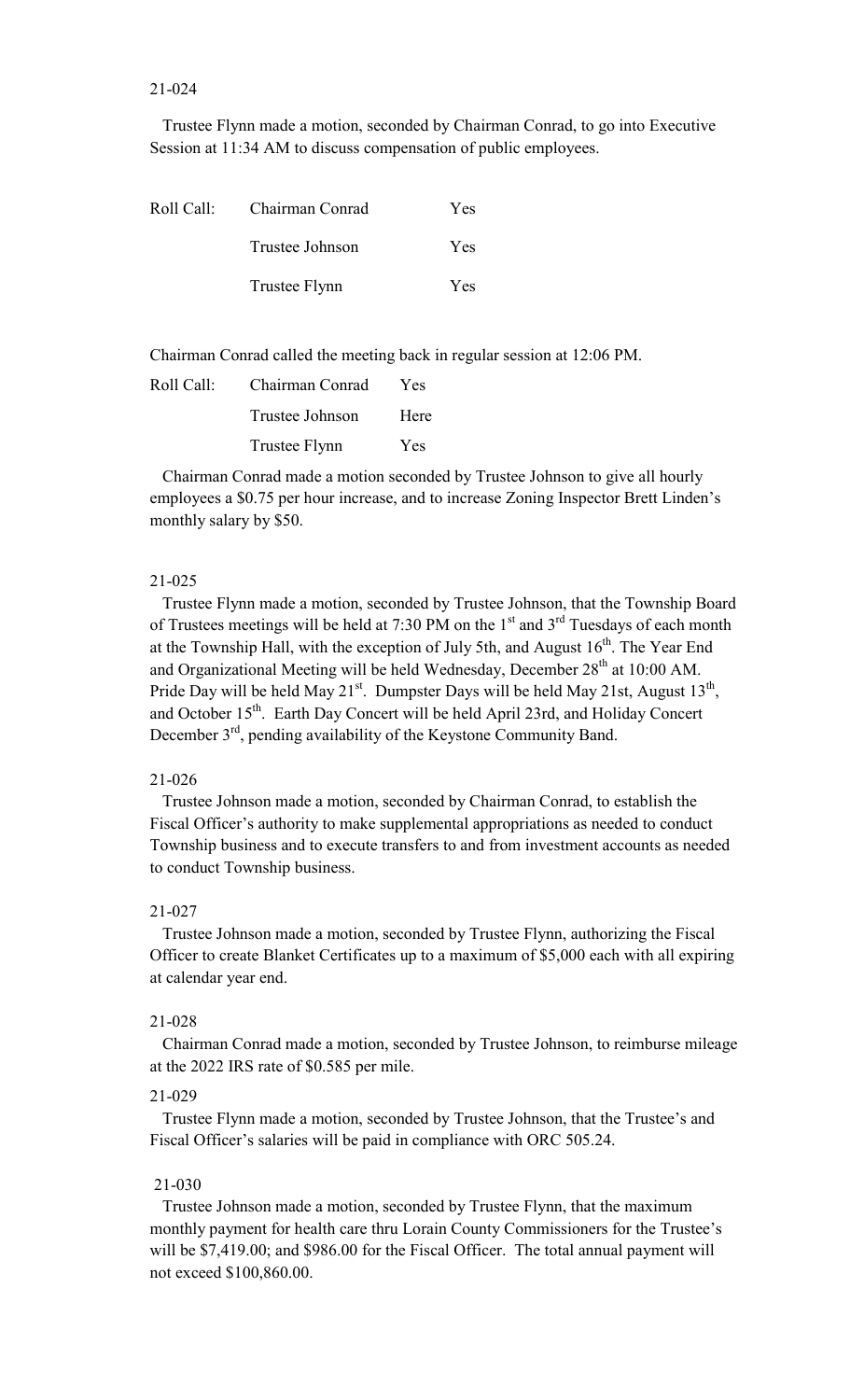21-024

Trustee Flynn made a motion, seconded by Chairman Conrad, to go into Executive Session at 11:34 AM to discuss compensation of public employees.

| Roll Call: | Chairman Conrad | Yes |
|---|---|---|
| | Trustee Johnson | Yes |
| | Trustee Flynn | Yes |

Chairman Conrad called the meeting back in regular session at 12:06 PM.

| Roll Call: | Chairman Conrad | Yes |
|---|---|---|
| | Trustee Johnson | Here |
| | Trustee Flynn | Yes |

Chairman Conrad made a motion seconded by Trustee Johnson to give all hourly employees a $0.75 per hour increase, and to increase Zoning Inspector Brett Linden's monthly salary by $50.

21-025

Trustee Flynn made a motion, seconded by Trustee Johnson, that the Township Board of Trustees meetings will be held at 7:30 PM on the 1st and 3rd Tuesdays of each month at the Township Hall, with the exception of July 5th, and August 16th. The Year End and Organizational Meeting will be held Wednesday, December 28th at 10:00 AM. Pride Day will be held May 21st. Dumpster Days will be held May 21st, August 13th, and October 15th. Earth Day Concert will be held April 23rd, and Holiday Concert December 3rd, pending availability of the Keystone Community Band.

21-026

Trustee Johnson made a motion, seconded by Chairman Conrad, to establish the Fiscal Officer's authority to make supplemental appropriations as needed to conduct Township business and to execute transfers to and from investment accounts as needed to conduct Township business.

21-027

Trustee Johnson made a motion, seconded by Trustee Flynn, authorizing the Fiscal Officer to create Blanket Certificates up to a maximum of $5,000 each with all expiring at calendar year end.

21-028

Chairman Conrad made a motion, seconded by Trustee Johnson, to reimburse mileage at the 2022 IRS rate of $0.585 per mile.

21-029

Trustee Flynn made a motion, seconded by Trustee Johnson, that the Trustee's and Fiscal Officer's salaries will be paid in compliance with ORC 505.24.

21-030

Trustee Johnson made a motion, seconded by Trustee Flynn, that the maximum monthly payment for health care thru Lorain County Commissioners for the Trustee's will be $7,419.00; and $986.00 for the Fiscal Officer. The total annual payment will not exceed $100,860.00.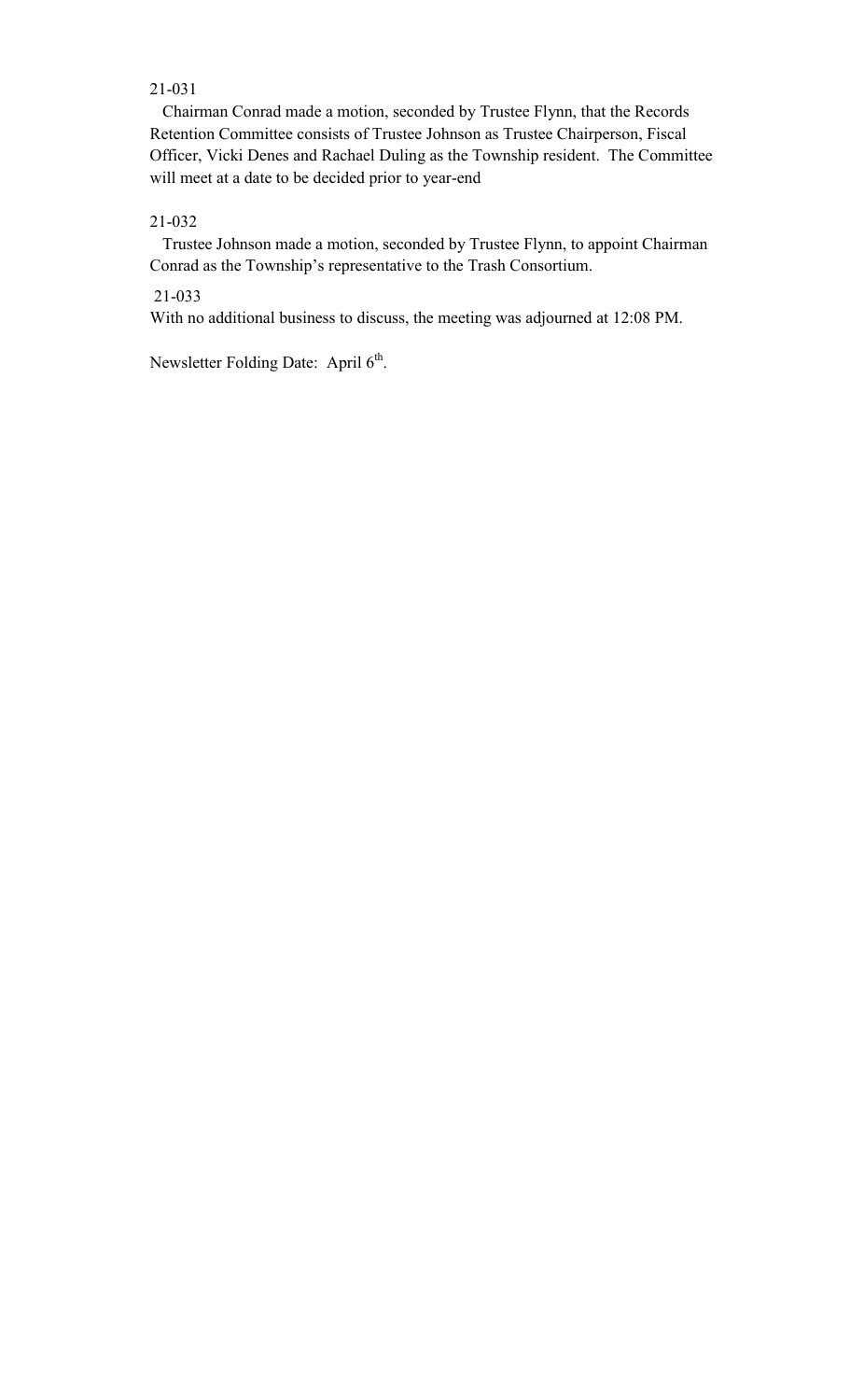21-031

Chairman Conrad made a motion, seconded by Trustee Flynn, that the Records Retention Committee consists of Trustee Johnson as Trustee Chairperson, Fiscal Officer, Vicki Denes and Rachael Duling as the Township resident. The Committee will meet at a date to be decided prior to year-end

21-032

Trustee Johnson made a motion, seconded by Trustee Flynn, to appoint Chairman Conrad as the Township's representative to the Trash Consortium.

21-033

With no additional business to discuss, the meeting was adjourned at 12:08 PM.

Newsletter Folding Date: April 6th.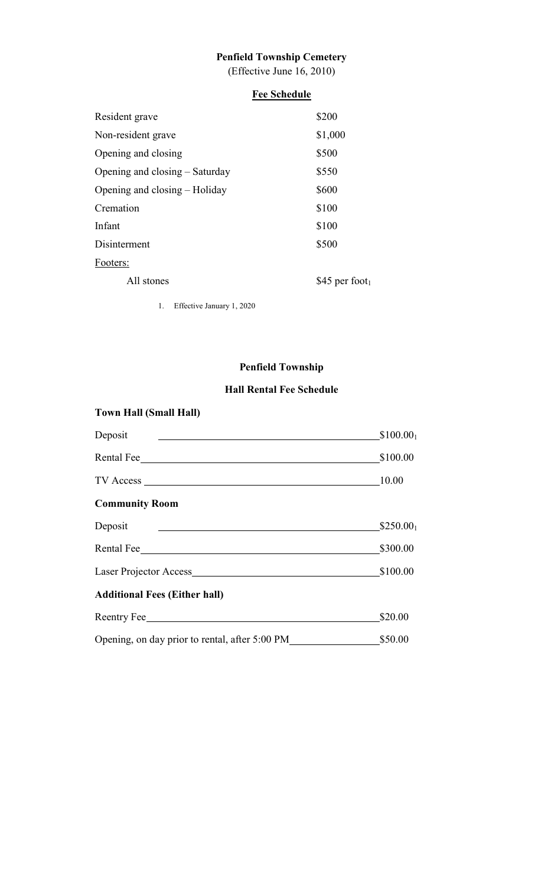# Penfield Township Cemetery

(Effective June 16, 2010)

## Fee Schedule

| | |
|---|---|
| Resident grave | \$200 |
| Non-resident grave | \$1,000 |
| Opening and closing | \$500 |
| Opening and closing – Saturday | \$550 |
| Opening and closing – Holiday | \$600 |
| Cremation | \$100 |
| Infant | \$100 |
| Disinterment | \$500 |
| Footers: | |
| All stones | \$45 per foot[1] |

1. Effective January 1, 2020

# Penfield Township

## Hall Rental Fee Schedule

**Town Hall (Small Hall)**

| | |
|---|---|
| Deposit | \$100.00[1] |
| Rental Fee | \$100.00 |
| TV Access | 10.00 |

**Community Room**

| | |
|---|---|
| Deposit | \$250.00[1] |
| Rental Fee | \$300.00 |
| Laser Projector Access | \$100.00 |

**Additional Fees (Either hall)**

| | |
|---|---|
| Reentry Fee | \$20.00 |
| Opening, on day prior to rental, after 5:00 PM | \$50.00 |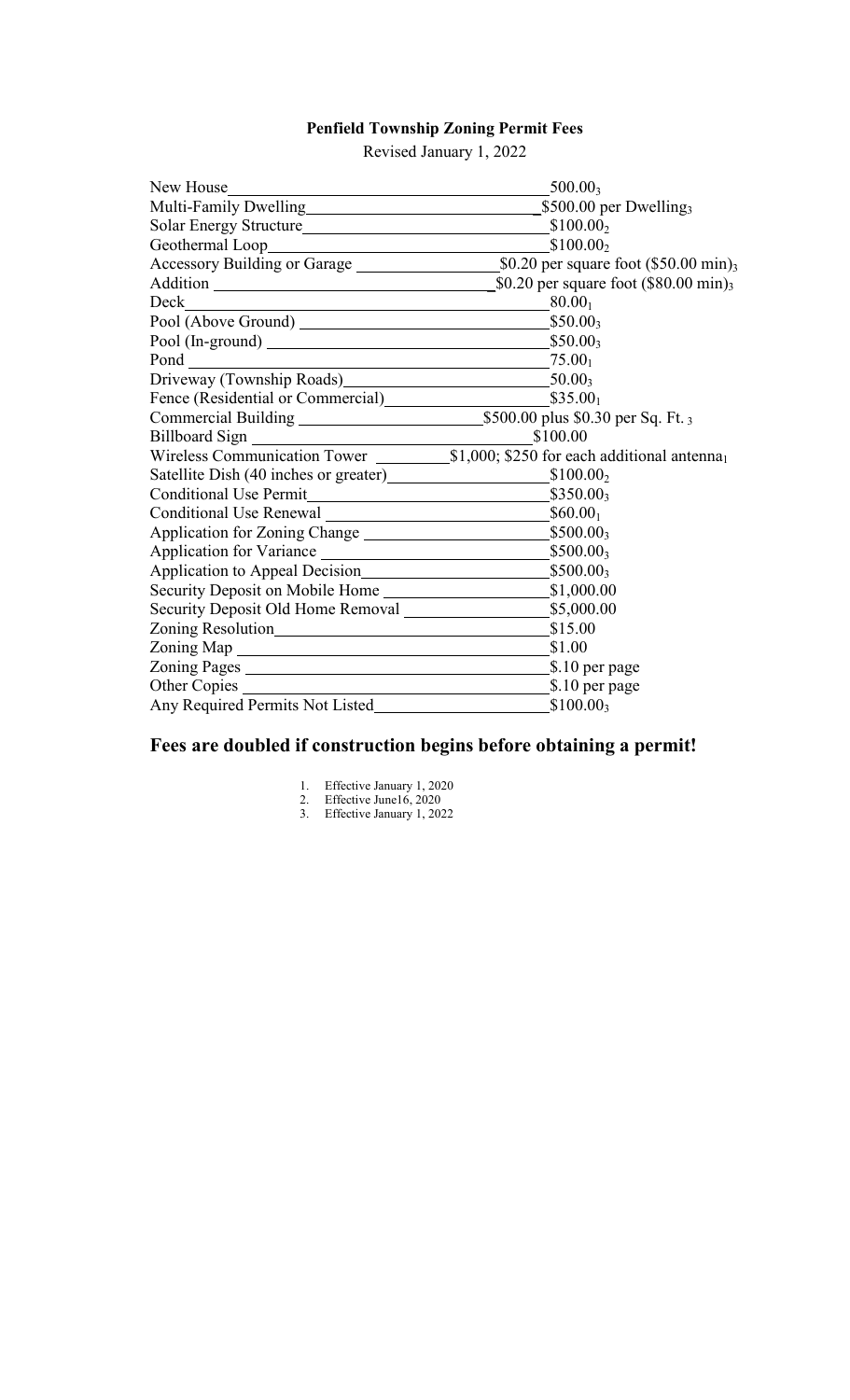**Penfield Township Zoning Permit Fees**

Revised January 1, 2022

| Item | Fee |
|---|---|
| New House | 500.00[3] |
| Multi-Family Dwelling | $500.00 per Dwelling[3] |
| Solar Energy Structure | $100.00[2] |
| Geothermal Loop | $100.00[2] |
| Accessory Building or Garage | $0.20 per square foot ($50.00 min)[3] |
| Addition | $0.20 per square foot ($80.00 min)[3] |
| Deck | 80.00[1] |
| Pool (Above Ground) | $50.00[3] |
| Pool (In-ground) | $50.00[3] |
| Pond | 75.00[1] |
| Driveway (Township Roads) | 50.00[3] |
| Fence (Residential or Commercial) | $35.00[1] |
| Commercial Building | $500.00 plus $0.30 per Sq. Ft. [3] |
| Billboard Sign | $100.00 |
| Wireless Communication Tower | $1,000; $250 for each additional antenna[1] |
| Satellite Dish (40 inches or greater) | $100.00[2] |
| Conditional Use Permit | $350.00[3] |
| Conditional Use Renewal | $60.00[1] |
| Application for Zoning Change | $500.00[3] |
| Application for Variance | $500.00[3] |
| Application to Appeal Decision | $500.00[3] |
| Security Deposit on Mobile Home | $1,000.00 |
| Security Deposit Old Home Removal | $5,000.00 |
| Zoning Resolution | $15.00 |
| Zoning Map | $1.00 |
| Zoning Pages | $.10 per page |
| Other Copies | $.10 per page |
| Any Required Permits Not Listed | $100.00[3] |

## Fees are doubled if construction begins before obtaining a permit!

1. Effective January 1, 2020
2. Effective June16, 2020
3. Effective January 1, 2022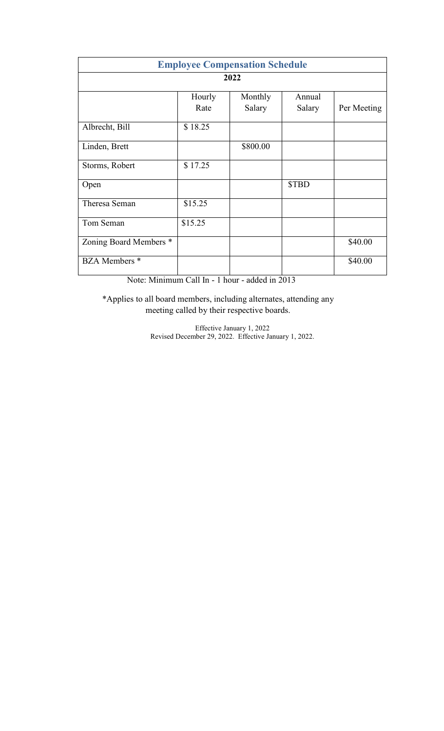## Employee Compensation Schedule

**2022**

| | Hourly Rate | Monthly Salary | Annual Salary | Per Meeting |
|---|---|---|---|---|
| Albrecht, Bill | $ 18.25 | | | |
| Linden, Brett | | $800.00 | | |
| Storms, Robert | $ 17.25 | | | |
| Open | | | $TBD | |
| Theresa Seman | $15.25 | | | |
| Tom Seman | $15.25 | | | |
| Zoning Board Members * | | | | $40.00 |
| BZA Members * | | | | $40.00 |

Note: Minimum Call In - 1 hour - added in 2013

*Applies to all board members, including alternates, attending any meeting called by their respective boards.

Effective January 1, 2022
Revised December 29, 2022. Effective January 1, 2022.